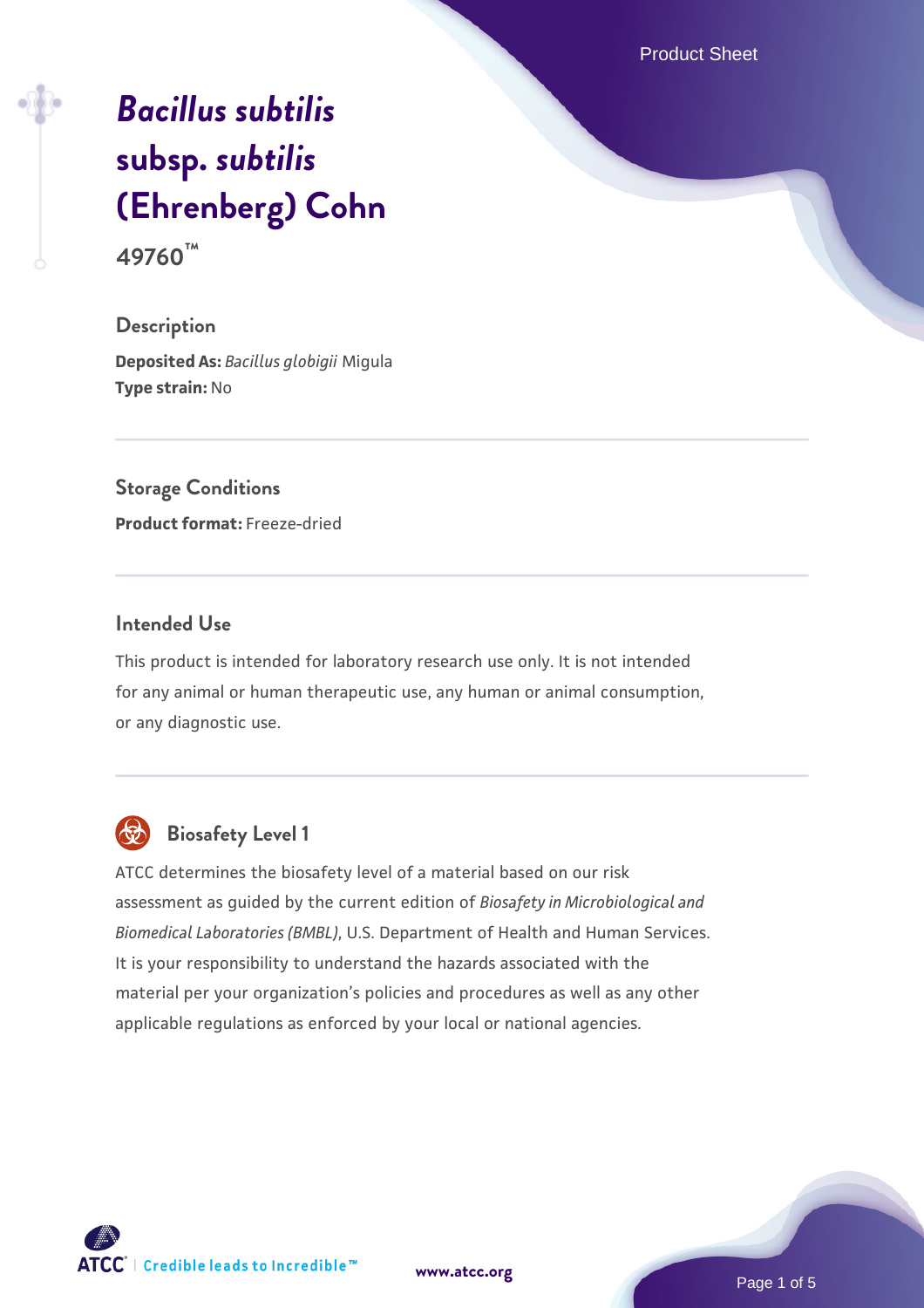# *Bacillus subtilis* subsp. *subtilis* (Ehrenberg) Cohn

**49760™**

## Description

**Deposited As:** *Bacillus globigii* Migula

**Type strain:** No

## Storage Conditions

**Product format:** Freeze-dried

## Intended Use

This product is intended for laboratory research use only. It is not intended for any animal or human therapeutic use, any human or animal consumption, or any diagnostic use.

## Biosafety Level 1

ATCC determines the biosafety level of a material based on our risk assessment as guided by the current edition of *Biosafety in Microbiological and Biomedical Laboratories (BMBL)*, U.S. Department of Health and Human Services. It is your responsibility to understand the hazards associated with the material per your organization's policies and procedures as well as any other applicable regulations as enforced by your local or national agencies.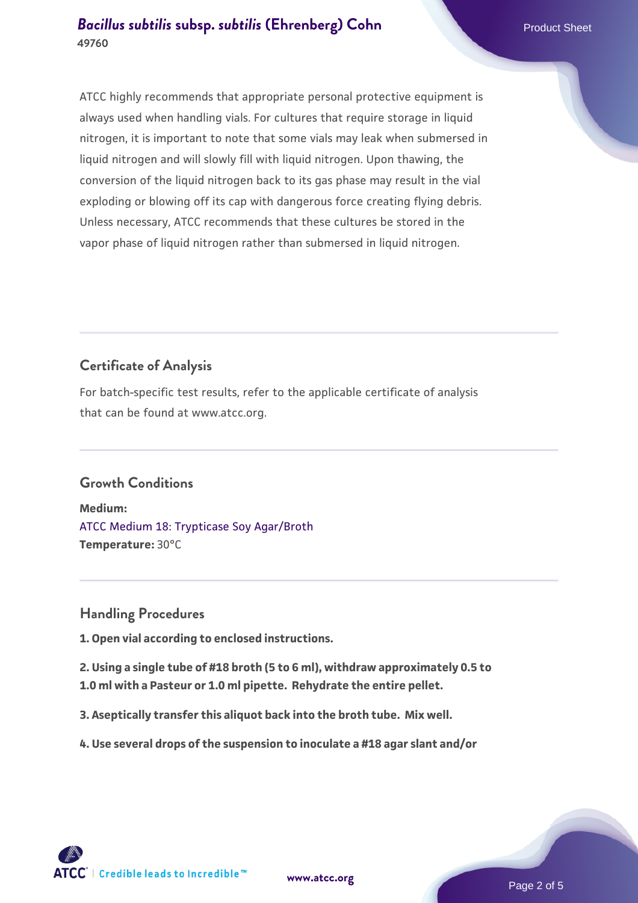ATCC highly recommends that appropriate personal protective equipment is always used when handling vials. For cultures that require storage in liquid nitrogen, it is important to note that some vials may leak when submersed in liquid nitrogen and will slowly fill with liquid nitrogen. Upon thawing, the conversion of the liquid nitrogen back to its gas phase may result in the vial exploding or blowing off its cap with dangerous force creating flying debris. Unless necessary, ATCC recommends that these cultures be stored in the vapor phase of liquid nitrogen rather than submersed in liquid nitrogen.

## Certificate of Analysis

For batch-specific test results, refer to the applicable certificate of analysis that can be found at www.atcc.org.

## Growth Conditions

**Medium:**
ATCC Medium 18: Trypticase Soy Agar/Broth
**Temperature:** 30°C

## Handling Procedures

**1. Open vial according to enclosed instructions.**

**2. Using a single tube of #18 broth (5 to 6 ml), withdraw approximately 0.5 to 1.0 ml with a Pasteur or 1.0 ml pipette. Rehydrate the entire pellet.**

**3. Aseptically transfer this aliquot back into the broth tube. Mix well.**

**4. Use several drops of the suspension to inoculate a #18 agar slant and/or**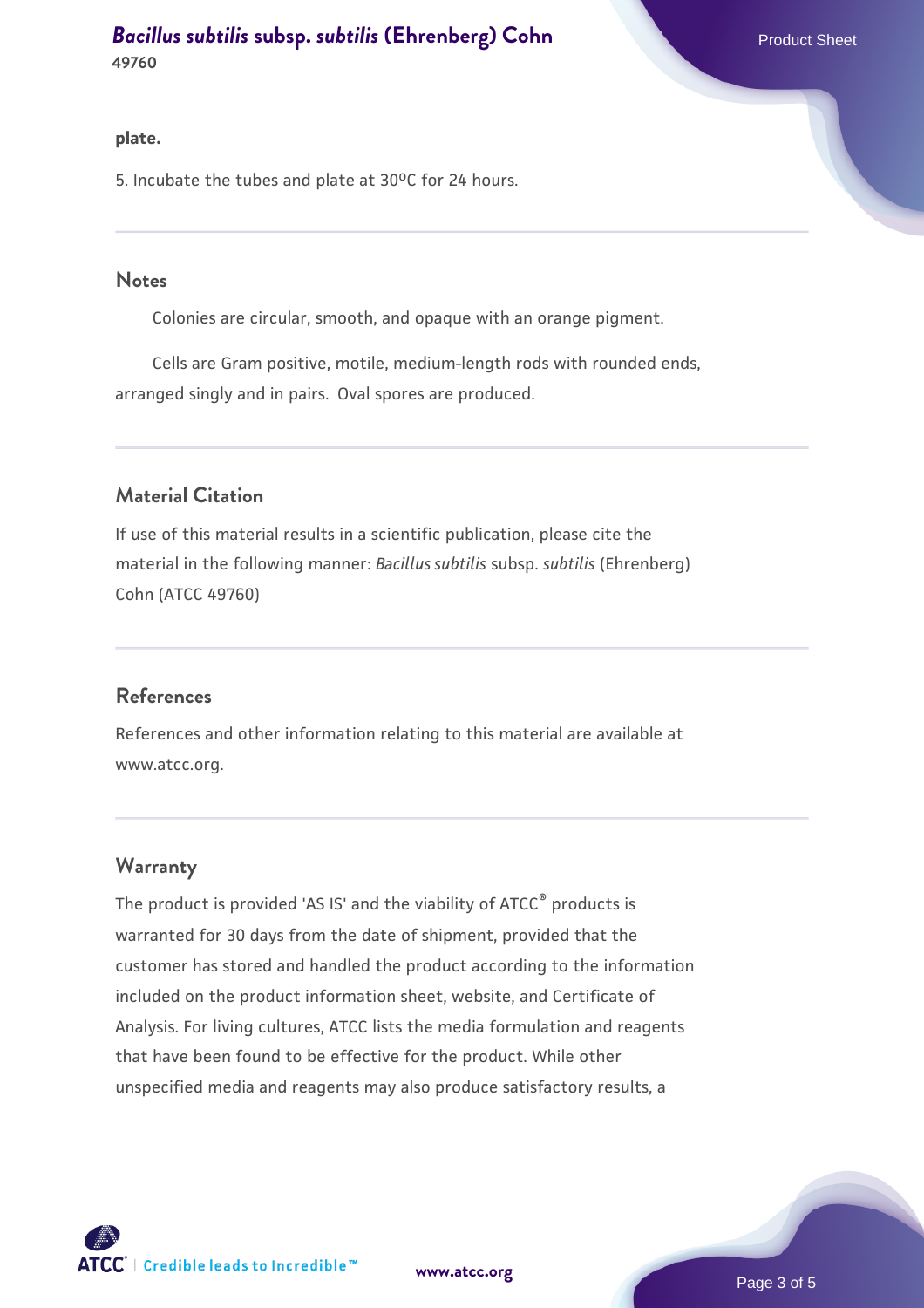**plate.**

5. Incubate the tubes and plate at 30ºC for 24 hours.

## Notes

Colonies are circular, smooth, and opaque with an orange pigment.

Cells are Gram positive, motile, medium-length rods with rounded ends, arranged singly and in pairs. Oval spores are produced.

## Material Citation

If use of this material results in a scientific publication, please cite the material in the following manner: *Bacillus subtilis* subsp. *subtilis* (Ehrenberg) Cohn (ATCC 49760)

## References

References and other information relating to this material are available at www.atcc.org.

## Warranty

The product is provided 'AS IS' and the viability of ATCC® products is warranted for 30 days from the date of shipment, provided that the customer has stored and handled the product according to the information included on the product information sheet, website, and Certificate of Analysis. For living cultures, ATCC lists the media formulation and reagents that have been found to be effective for the product. While other unspecified media and reagents may also produce satisfactory results, a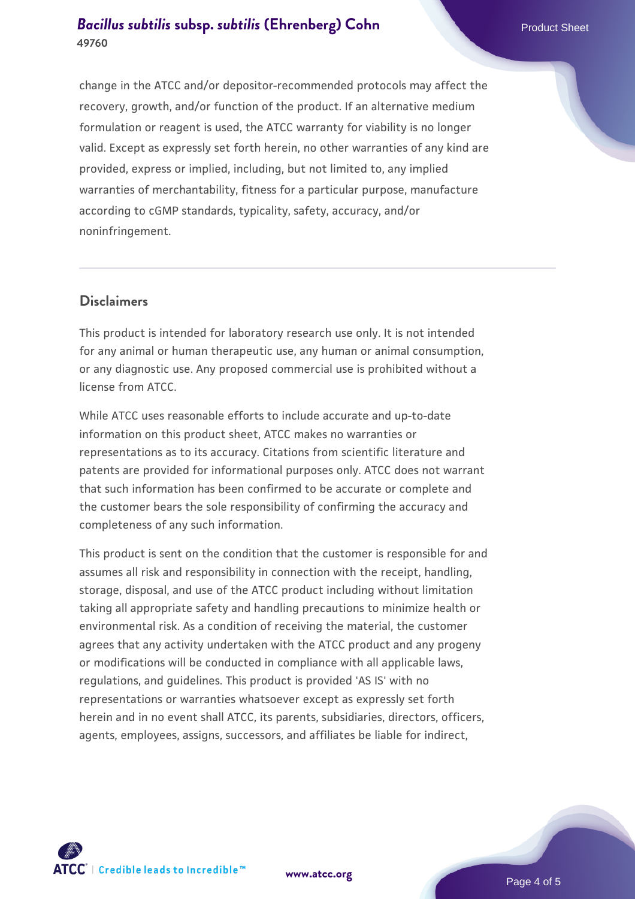change in the ATCC and/or depositor-recommended protocols may affect the recovery, growth, and/or function of the product. If an alternative medium formulation or reagent is used, the ATCC warranty for viability is no longer valid. Except as expressly set forth herein, no other warranties of any kind are provided, express or implied, including, but not limited to, any implied warranties of merchantability, fitness for a particular purpose, manufacture according to cGMP standards, typicality, safety, accuracy, and/or noninfringement.

## Disclaimers

This product is intended for laboratory research use only. It is not intended for any animal or human therapeutic use, any human or animal consumption, or any diagnostic use. Any proposed commercial use is prohibited without a license from ATCC.

While ATCC uses reasonable efforts to include accurate and up-to-date information on this product sheet, ATCC makes no warranties or representations as to its accuracy. Citations from scientific literature and patents are provided for informational purposes only. ATCC does not warrant that such information has been confirmed to be accurate or complete and the customer bears the sole responsibility of confirming the accuracy and completeness of any such information.

This product is sent on the condition that the customer is responsible for and assumes all risk and responsibility in connection with the receipt, handling, storage, disposal, and use of the ATCC product including without limitation taking all appropriate safety and handling precautions to minimize health or environmental risk. As a condition of receiving the material, the customer agrees that any activity undertaken with the ATCC product and any progeny or modifications will be conducted in compliance with all applicable laws, regulations, and guidelines. This product is provided 'AS IS' with no representations or warranties whatsoever except as expressly set forth herein and in no event shall ATCC, its parents, subsidiaries, directors, officers, agents, employees, assigns, successors, and affiliates be liable for indirect,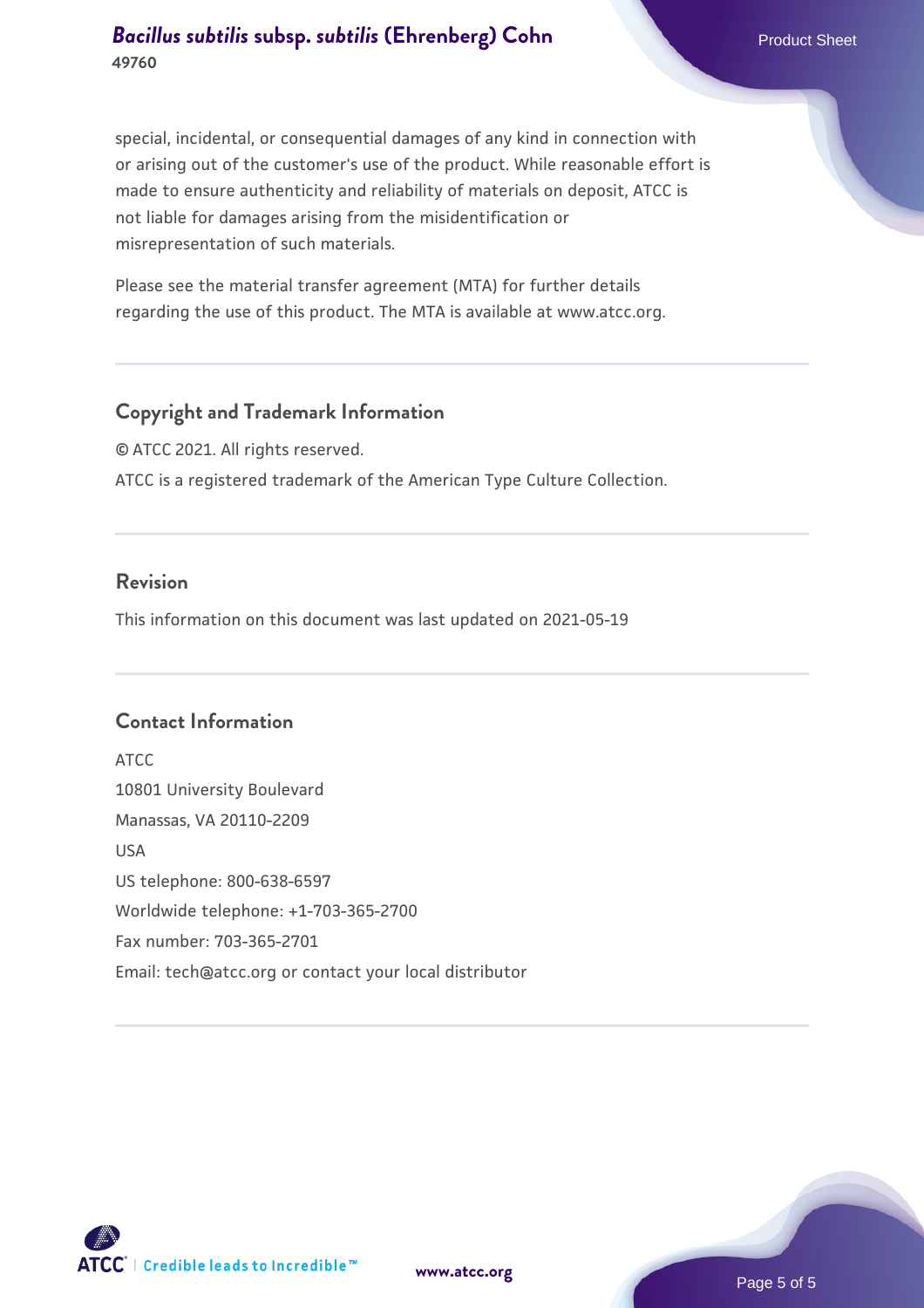special, incidental, or consequential damages of any kind in connection with or arising out of the customer's use of the product. While reasonable effort is made to ensure authenticity and reliability of materials on deposit, ATCC is not liable for damages arising from the misidentification or misrepresentation of such materials.

Please see the material transfer agreement (MTA) for further details regarding the use of this product. The MTA is available at www.atcc.org.

## Copyright and Trademark Information

© ATCC 2021. All rights reserved.

ATCC is a registered trademark of the American Type Culture Collection.

## Revision

This information on this document was last updated on 2021-05-19

## Contact Information

ATCC
10801 University Boulevard
Manassas, VA 20110-2209
USA
US telephone: 800-638-6597
Worldwide telephone: +1-703-365-2700
Fax number: 703-365-2701
Email: tech@atcc.org or contact your local distributor